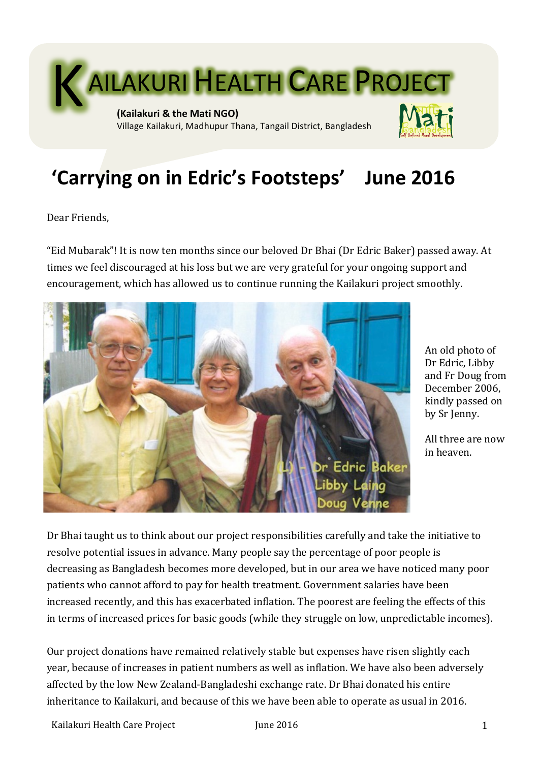# KAILAKURI HEALTH CARE PROJECT

**(Kailakuri & the Mati NGO)**
Village Kailakuri, Madhupur Thana, Tangail District, Bangladesh

## 'Carrying on in Edric's Footsteps' June 2016

Dear Friends,

"Eid Mubarak"! It is now ten months since our beloved Dr Bhai (Dr Edric Baker) passed away. At times we feel discouraged at his loss but we are very grateful for your ongoing support and encouragement, which has allowed us to continue running the Kailakuri project smoothly.

An old photo of Dr Edric, Libby and Fr Doug from December 2006, kindly passed on by Sr Jenny.

All three are now in heaven.

Dr Bhai taught us to think about our project responsibilities carefully and take the initiative to resolve potential issues in advance. Many people say the percentage of poor people is decreasing as Bangladesh becomes more developed, but in our area we have noticed many poor patients who cannot afford to pay for health treatment. Government salaries have been increased recently, and this has exacerbated inflation. The poorest are feeling the effects of this in terms of increased prices for basic goods (while they struggle on low, unpredictable incomes).

Our project donations have remained relatively stable but expenses have risen slightly each year, because of increases in patient numbers as well as inflation. We have also been adversely affected by the low New Zealand-Bangladeshi exchange rate. Dr Bhai donated his entire inheritance to Kailakuri, and because of this we have been able to operate as usual in 2016.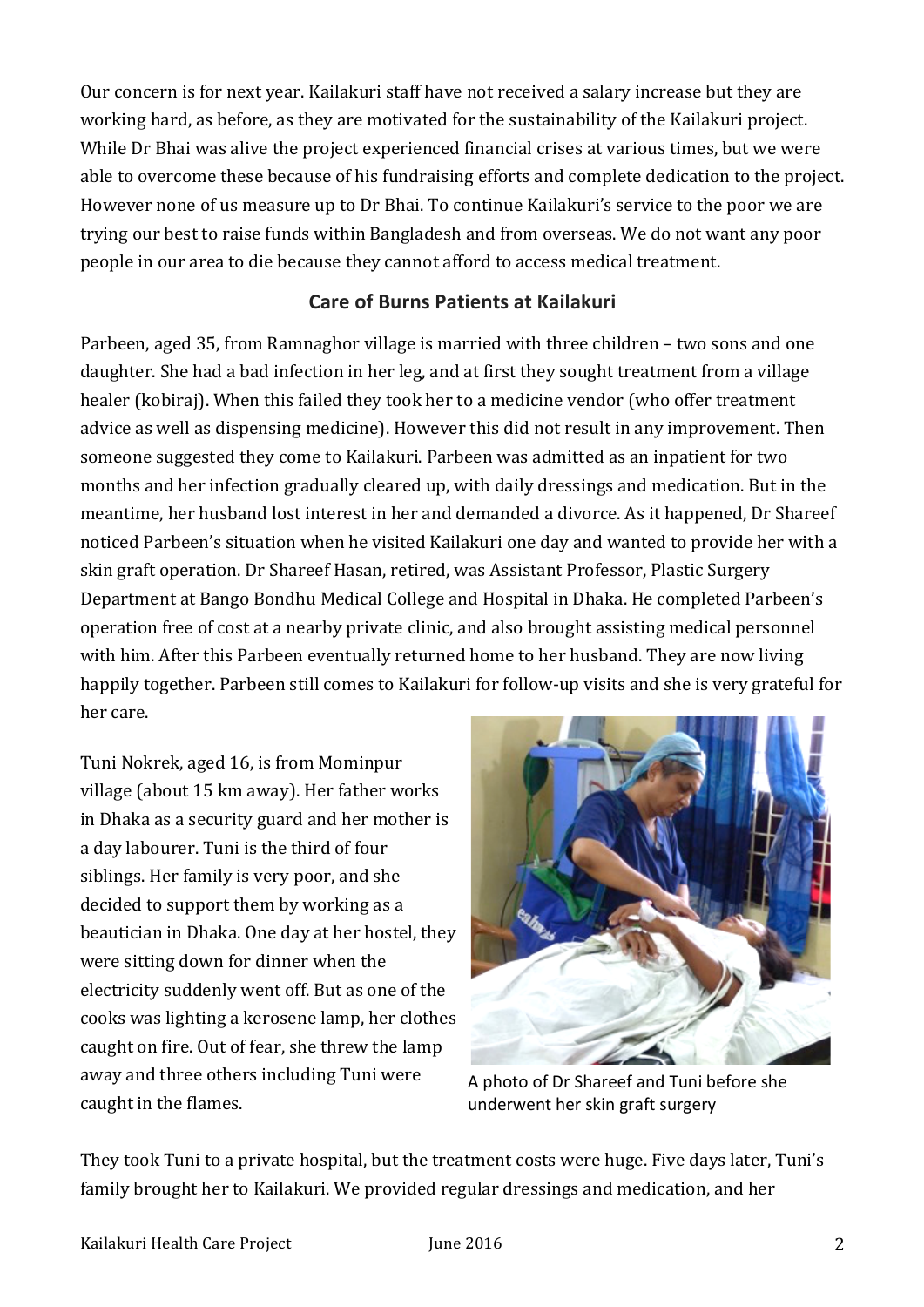Our concern is for next year. Kailakuri staff have not received a salary increase but they are working hard, as before, as they are motivated for the sustainability of the Kailakuri project. While Dr Bhai was alive the project experienced financial crises at various times, but we were able to overcome these because of his fundraising efforts and complete dedication to the project. However none of us measure up to Dr Bhai. To continue Kailakuri's service to the poor we are trying our best to raise funds within Bangladesh and from overseas. We do not want any poor people in our area to die because they cannot afford to access medical treatment.

## Care of Burns Patients at Kailakuri

Parbeen, aged 35, from Ramnaghor village is married with three children – two sons and one daughter. She had a bad infection in her leg, and at first they sought treatment from a village healer (kobiraj). When this failed they took her to a medicine vendor (who offer treatment advice as well as dispensing medicine). However this did not result in any improvement. Then someone suggested they come to Kailakuri. Parbeen was admitted as an inpatient for two months and her infection gradually cleared up, with daily dressings and medication. But in the meantime, her husband lost interest in her and demanded a divorce. As it happened, Dr Shareef noticed Parbeen's situation when he visited Kailakuri one day and wanted to provide her with a skin graft operation. Dr Shareef Hasan, retired, was Assistant Professor, Plastic Surgery Department at Bango Bondhu Medical College and Hospital in Dhaka. He completed Parbeen's operation free of cost at a nearby private clinic, and also brought assisting medical personnel with him. After this Parbeen eventually returned home to her husband. They are now living happily together. Parbeen still comes to Kailakuri for follow-up visits and she is very grateful for her care.

Tuni Nokrek, aged 16, is from Mominpur village (about 15 km away). Her father works in Dhaka as a security guard and her mother is a day labourer. Tuni is the third of four siblings. Her family is very poor, and she decided to support them by working as a beautician in Dhaka. One day at her hostel, they were sitting down for dinner when the electricity suddenly went off. But as one of the cooks was lighting a kerosene lamp, her clothes caught on fire. Out of fear, she threw the lamp away and three others including Tuni were caught in the flames.

A photo of Dr Shareef and Tuni before she underwent her skin graft surgery

They took Tuni to a private hospital, but the treatment costs were huge. Five days later, Tuni's family brought her to Kailakuri. We provided regular dressings and medication, and her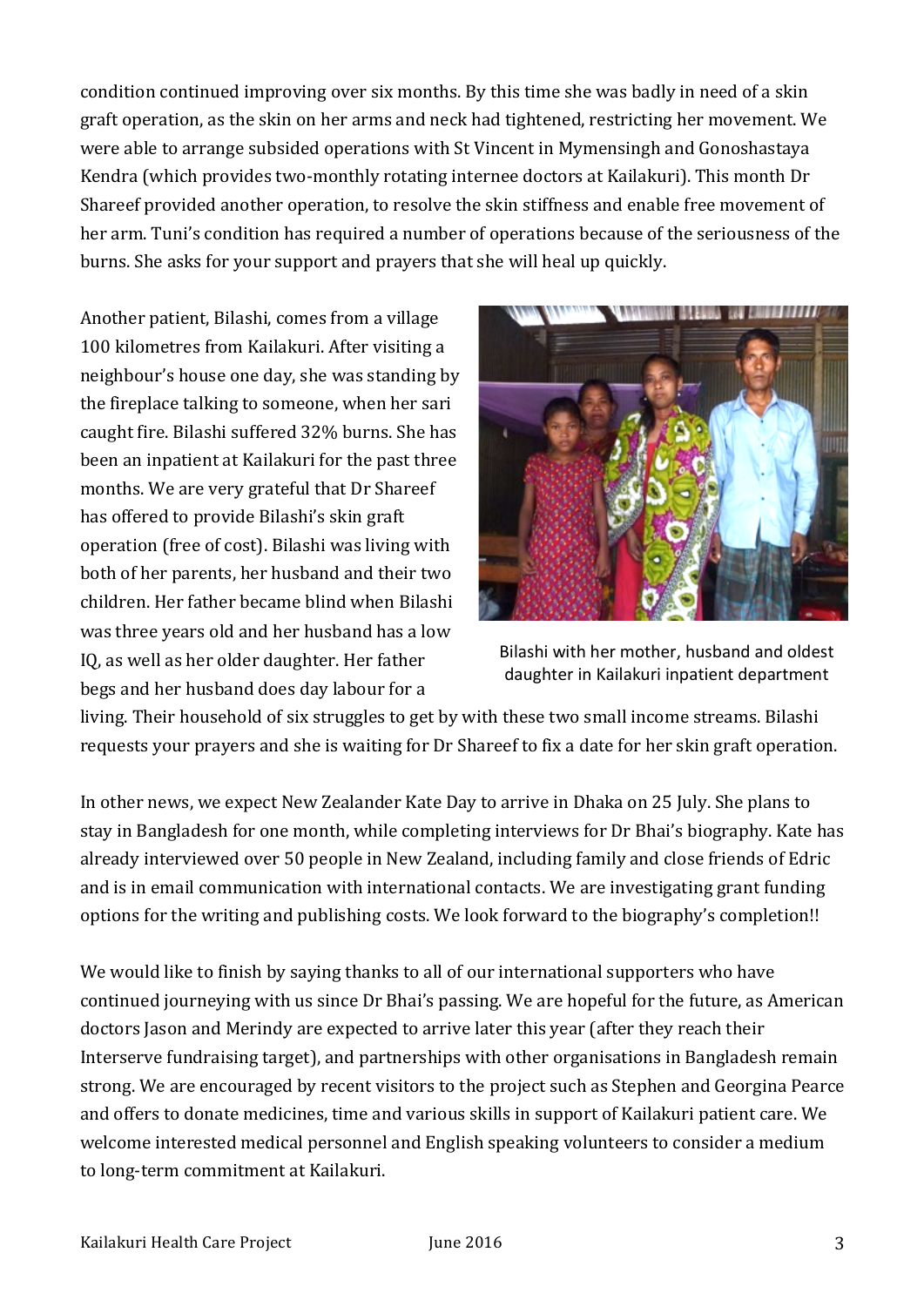condition continued improving over six months. By this time she was badly in need of a skin graft operation, as the skin on her arms and neck had tightened, restricting her movement. We were able to arrange subsided operations with St Vincent in Mymensingh and Gonoshastaya Kendra (which provides two-monthly rotating internee doctors at Kailakuri). This month Dr Shareef provided another operation, to resolve the skin stiffness and enable free movement of her arm. Tuni's condition has required a number of operations because of the seriousness of the burns. She asks for your support and prayers that she will heal up quickly.

Another patient, Bilashi, comes from a village 100 kilometres from Kailakuri. After visiting a neighbour's house one day, she was standing by the fireplace talking to someone, when her sari caught fire. Bilashi suffered 32% burns. She has been an inpatient at Kailakuri for the past three months. We are very grateful that Dr Shareef has offered to provide Bilashi's skin graft operation (free of cost). Bilashi was living with both of her parents, her husband and their two children. Her father became blind when Bilashi was three years old and her husband has a low IQ, as well as her older daughter. Her father begs and her husband does day labour for a living. Their household of six struggles to get by with these two small income streams. Bilashi requests your prayers and she is waiting for Dr Shareef to fix a date for her skin graft operation.

Bilashi with her mother, husband and oldest daughter in Kailakuri inpatient department

In other news, we expect New Zealander Kate Day to arrive in Dhaka on 25 July. She plans to stay in Bangladesh for one month, while completing interviews for Dr Bhai's biography. Kate has already interviewed over 50 people in New Zealand, including family and close friends of Edric and is in email communication with international contacts. We are investigating grant funding options for the writing and publishing costs. We look forward to the biography's completion!!

We would like to finish by saying thanks to all of our international supporters who have continued journeying with us since Dr Bhai's passing. We are hopeful for the future, as American doctors Jason and Merindy are expected to arrive later this year (after they reach their Interserve fundraising target), and partnerships with other organisations in Bangladesh remain strong. We are encouraged by recent visitors to the project such as Stephen and Georgina Pearce and offers to donate medicines, time and various skills in support of Kailakuri patient care. We welcome interested medical personnel and English speaking volunteers to consider a medium to long-term commitment at Kailakuri.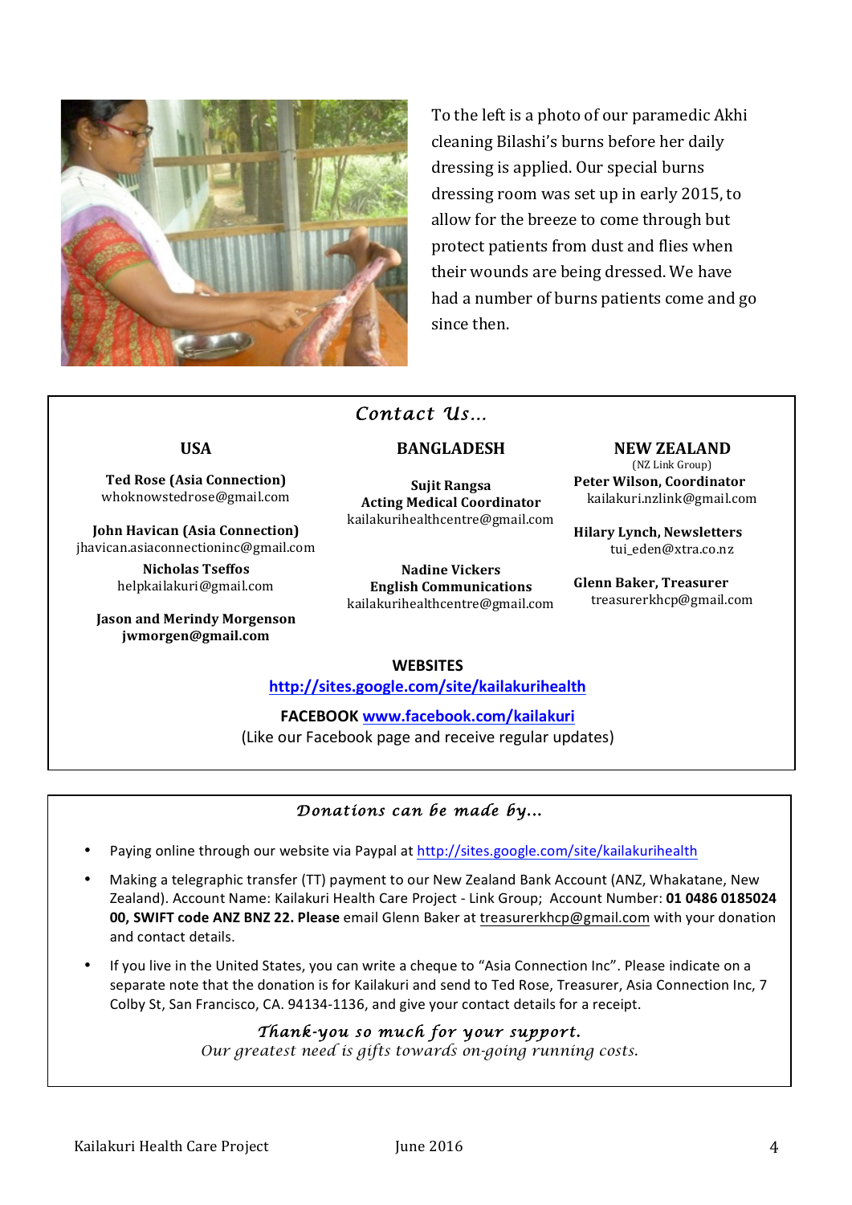To the left is a photo of our paramedic Akhi cleaning Bilashi's burns before her daily dressing is applied. Our special burns dressing room was set up in early 2015, to allow for the breeze to come through but protect patients from dust and flies when their wounds are being dressed. We have had a number of burns patients come and go since then.

## *Contact Us…*

### USA

**Ted Rose (Asia Connection)**
whoknowstedrose@gmail.com

**John Havican (Asia Connection)**
jhavican.asiaconnectioninc@gmail.com

**Nicholas Tseffos**
helpkailakuri@gmail.com

**Jason and Merindy Morgenson**
**jwmorgen@gmail.com**

### BANGLADESH

**Sujit Rangsa**
**Acting Medical Coordinator**
kailakurihealthcentre@gmail.com

**Nadine Vickers**
**English Communications**
kailakurihealthcentre@gmail.com

### NEW ZEALAND

(NZ Link Group)

**Peter Wilson, Coordinator**
kailakuri.nzlink@gmail.com

**Hilary Lynch, Newsletters**
tui_eden@xtra.co.nz

**Glenn Baker, Treasurer**
treasurerkhcp@gmail.com

**WEBSITES**
[http://sites.google.com/site/kailakurihealth](http://sites.google.com/site/kailakurihealth)

**FACEBOOK** [www.facebook.com/kailakuri](http://www.facebook.com/kailakuri)
(Like our Facebook page and receive regular updates)

## *Donations can be made by…*

- Paying online through our website via Paypal at http://sites.google.com/site/kailakurihealth
- Making a telegraphic transfer (TT) payment to our New Zealand Bank Account (ANZ, Whakatane, New Zealand). Account Name: Kailakuri Health Care Project - Link Group; Account Number: **01 0486 0185024 00, SWIFT code ANZ BNZ 22. Please** email Glenn Baker at treasurerkhcp@gmail.com with your donation and contact details.
- If you live in the United States, you can write a cheque to "Asia Connection Inc". Please indicate on a separate note that the donation is for Kailakuri and send to Ted Rose, Treasurer, Asia Connection Inc, 7 Colby St, San Francisco, CA. 94134-1136, and give your contact details for a receipt.

*Thank-you so much for your support.*
*Our greatest need is gifts towards on-going running costs.*